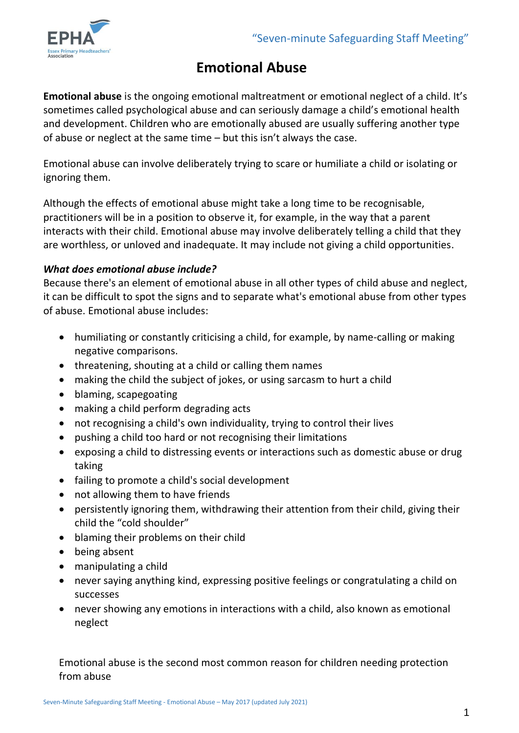# Emotional Abuse

**Emotional abuse** is the ongoing emotional maltreatment or emotional neglect of a child. It's sometimes called psychological abuse and can seriously damage a child's emotional health and development. Children who are emotionally abused are usually suffering another type of abuse or neglect at the same time – but this isn't always the case.

Emotional abuse can involve deliberately trying to scare or humiliate a child or isolating or ignoring them.

Although the effects of emotional abuse might take a long time to be recognisable, practitioners will be in a position to observe it, for example, in the way that a parent interacts with their child. Emotional abuse may involve deliberately telling a child that they are worthless, or unloved and inadequate. It may include not giving a child opportunities.

***What does emotional abuse include?***

Because there's an element of emotional abuse in all other types of child abuse and neglect, it can be difficult to spot the signs and to separate what's emotional abuse from other types of abuse. Emotional abuse includes:

- humiliating or constantly criticising a child, for example, by name-calling or making negative comparisons.
- threatening, shouting at a child or calling them names
- making the child the subject of jokes, or using sarcasm to hurt a child
- blaming, scapegoating
- making a child perform degrading acts
- not recognising a child's own individuality, trying to control their lives
- pushing a child too hard or not recognising their limitations
- exposing a child to distressing events or interactions such as domestic abuse or drug taking
- failing to promote a child's social development
- not allowing them to have friends
- persistently ignoring them, withdrawing their attention from their child, giving their child the "cold shoulder"
- blaming their problems on their child
- being absent
- manipulating a child
- never saying anything kind, expressing positive feelings or congratulating a child on successes
- never showing any emotions in interactions with a child, also known as emotional neglect

Emotional abuse is the second most common reason for children needing protection from abuse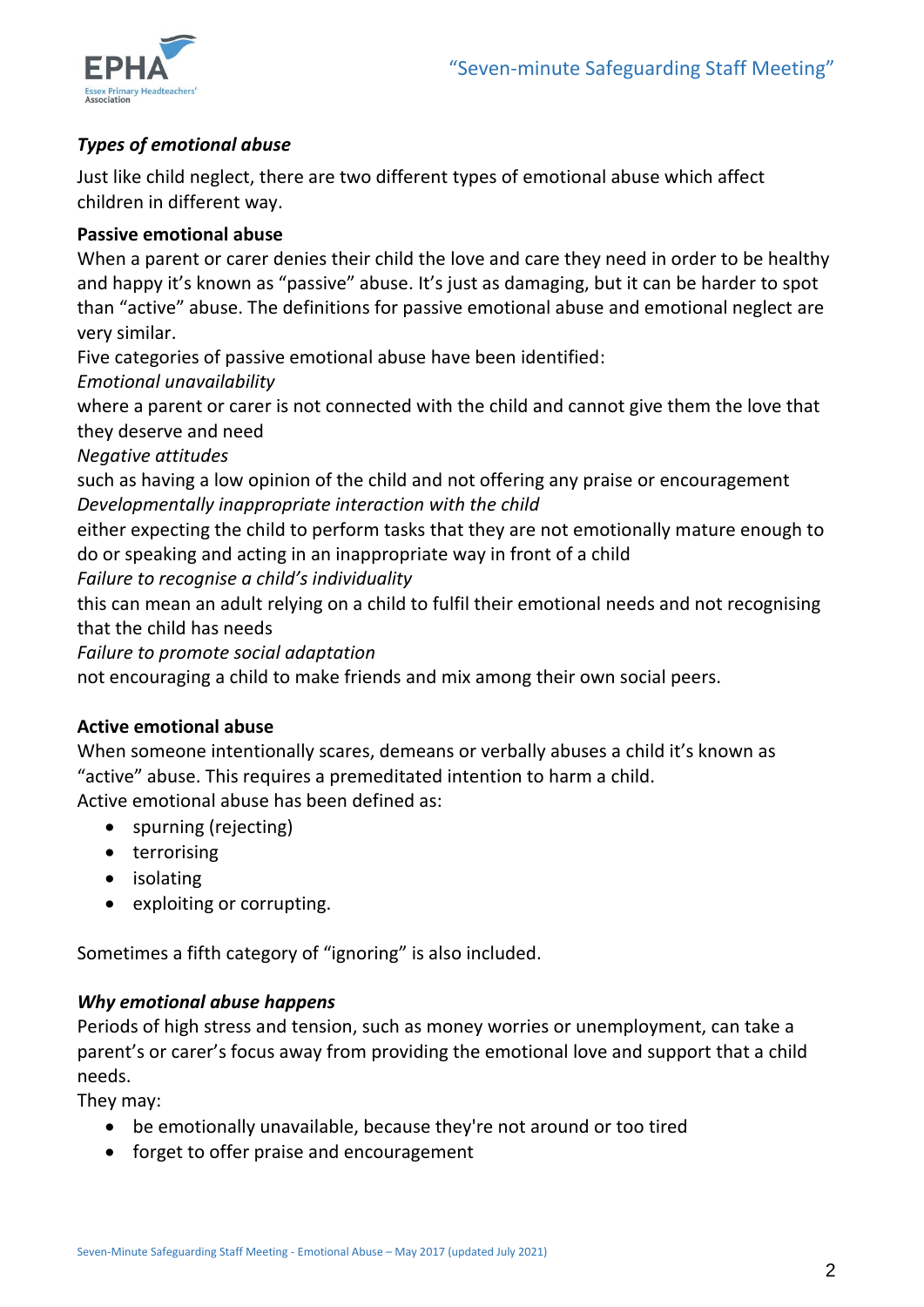### *Types of emotional abuse*

Just like child neglect, there are two different types of emotional abuse which affect children in different way.

**Passive emotional abuse**

When a parent or carer denies their child the love and care they need in order to be healthy and happy it's known as "passive" abuse. It's just as damaging, but it can be harder to spot than "active" abuse. The definitions for passive emotional abuse and emotional neglect are very similar.

Five categories of passive emotional abuse have been identified:

*Emotional unavailability*

where a parent or carer is not connected with the child and cannot give them the love that they deserve and need

*Negative attitudes*

such as having a low opinion of the child and not offering any praise or encouragement

*Developmentally inappropriate interaction with the child*

either expecting the child to perform tasks that they are not emotionally mature enough to do or speaking and acting in an inappropriate way in front of a child

*Failure to recognise a child's individuality*

this can mean an adult relying on a child to fulfil their emotional needs and not recognising that the child has needs

*Failure to promote social adaptation*

not encouraging a child to make friends and mix among their own social peers.

**Active emotional abuse**

When someone intentionally scares, demeans or verbally abuses a child it's known as "active" abuse. This requires a premeditated intention to harm a child.

Active emotional abuse has been defined as:

- spurning (rejecting)
- terrorising
- isolating
- exploiting or corrupting.

Sometimes a fifth category of "ignoring" is also included.

### *Why emotional abuse happens*

Periods of high stress and tension, such as money worries or unemployment, can take a parent's or carer's focus away from providing the emotional love and support that a child needs.

They may:

- be emotionally unavailable, because they're not around or too tired
- forget to offer praise and encouragement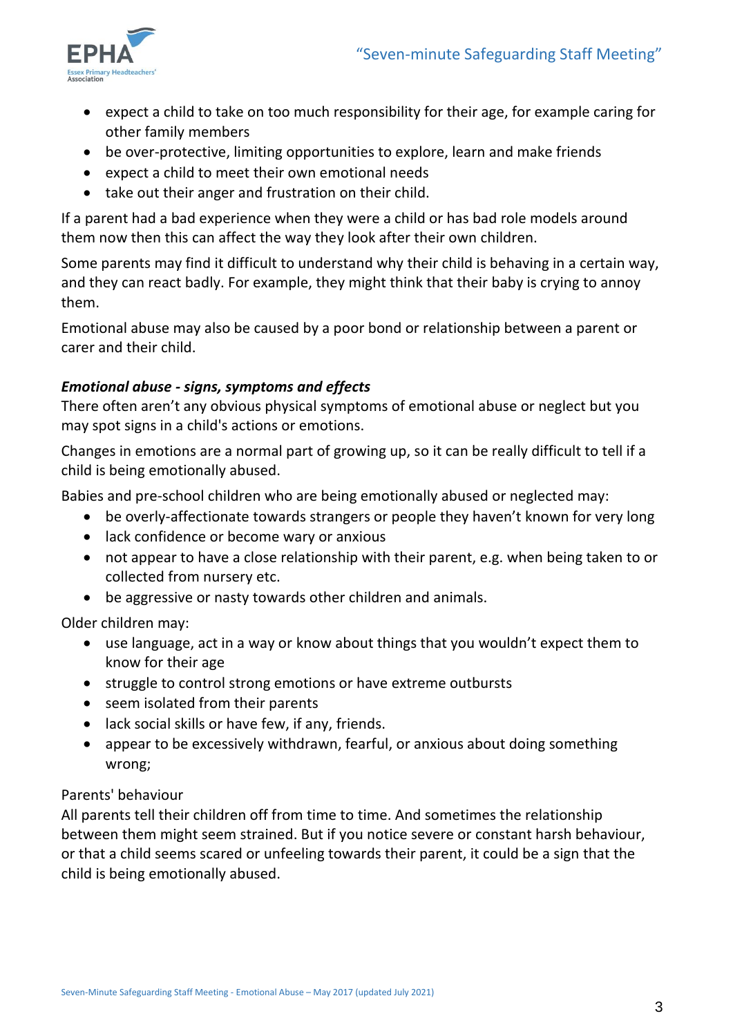- expect a child to take on too much responsibility for their age, for example caring for other family members
- be over-protective, limiting opportunities to explore, learn and make friends
- expect a child to meet their own emotional needs
- take out their anger and frustration on their child.

If a parent had a bad experience when they were a child or has bad role models around them now then this can affect the way they look after their own children.

Some parents may find it difficult to understand why their child is behaving in a certain way, and they can react badly. For example, they might think that their baby is crying to annoy them.

Emotional abuse may also be caused by a poor bond or relationship between a parent or carer and their child.

***Emotional abuse - signs, symptoms and effects***

There often aren't any obvious physical symptoms of emotional abuse or neglect but you may spot signs in a child's actions or emotions.

Changes in emotions are a normal part of growing up, so it can be really difficult to tell if a child is being emotionally abused.

Babies and pre-school children who are being emotionally abused or neglected may:

- be overly-affectionate towards strangers or people they haven't known for very long
- lack confidence or become wary or anxious
- not appear to have a close relationship with their parent, e.g. when being taken to or collected from nursery etc.
- be aggressive or nasty towards other children and animals.

Older children may:

- use language, act in a way or know about things that you wouldn't expect them to know for their age
- struggle to control strong emotions or have extreme outbursts
- seem isolated from their parents
- lack social skills or have few, if any, friends.
- appear to be excessively withdrawn, fearful, or anxious about doing something wrong;

Parents' behaviour

All parents tell their children off from time to time. And sometimes the relationship between them might seem strained. But if you notice severe or constant harsh behaviour, or that a child seems scared or unfeeling towards their parent, it could be a sign that the child is being emotionally abused.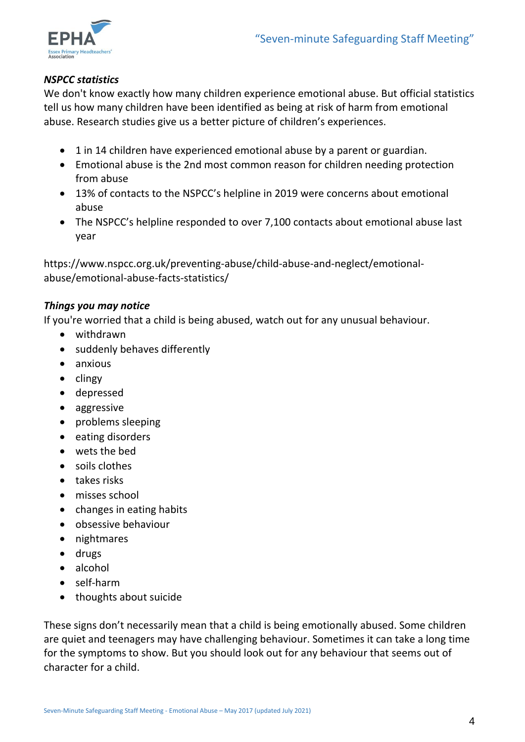***NSPCC statistics***

We don't know exactly how many children experience emotional abuse. But official statistics tell us how many children have been identified as being at risk of harm from emotional abuse. Research studies give us a better picture of children's experiences.

- 1 in 14 children have experienced emotional abuse by a parent or guardian.
- Emotional abuse is the 2nd most common reason for children needing protection from abuse
- 13% of contacts to the NSPCC's helpline in 2019 were concerns about emotional abuse
- The NSPCC's helpline responded to over 7,100 contacts about emotional abuse last year

https://www.nspcc.org.uk/preventing-abuse/child-abuse-and-neglect/emotional-abuse/emotional-abuse-facts-statistics/

***Things you may notice***

If you're worried that a child is being abused, watch out for any unusual behaviour.

- withdrawn
- suddenly behaves differently
- anxious
- clingy
- depressed
- aggressive
- problems sleeping
- eating disorders
- wets the bed
- soils clothes
- takes risks
- misses school
- changes in eating habits
- obsessive behaviour
- nightmares
- drugs
- alcohol
- self-harm
- thoughts about suicide

These signs don't necessarily mean that a child is being emotionally abused. Some children are quiet and teenagers may have challenging behaviour. Sometimes it can take a long time for the symptoms to show. But you should look out for any behaviour that seems out of character for a child.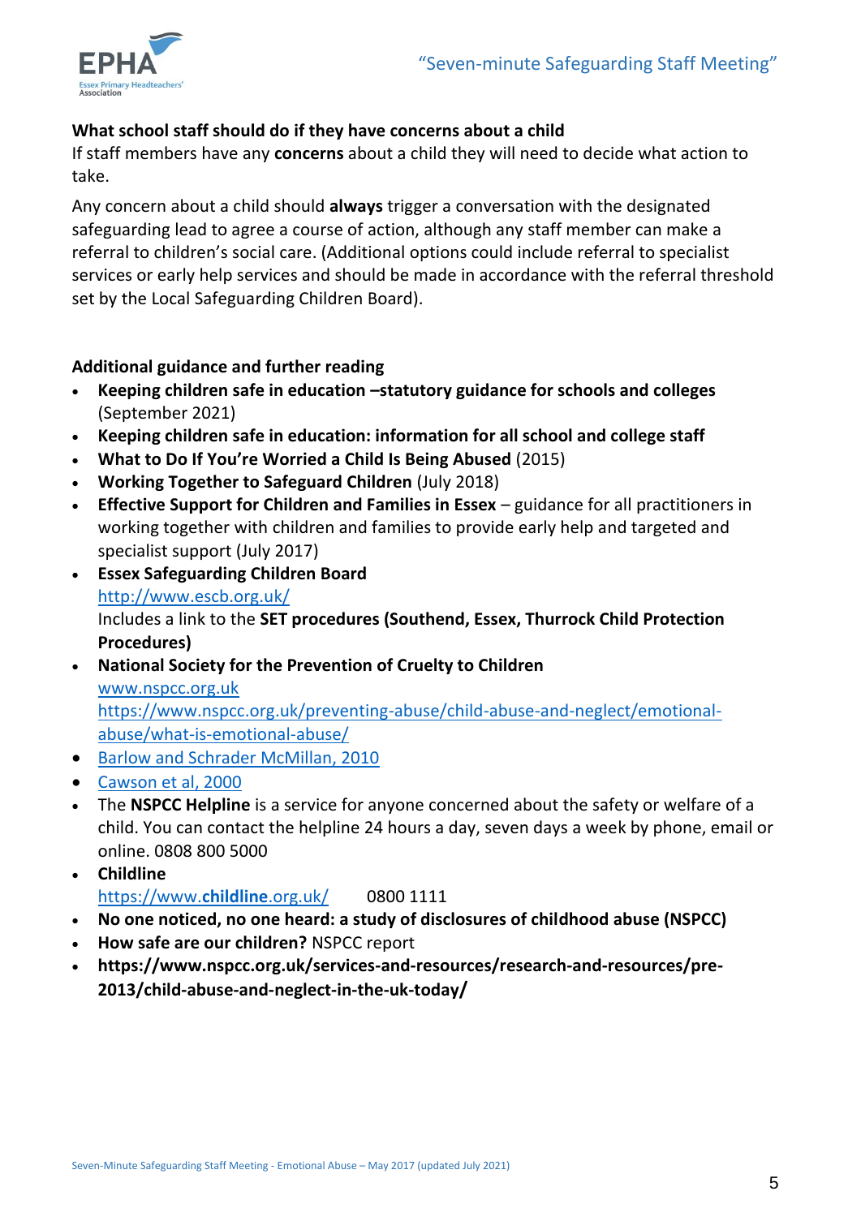**What school staff should do if they have concerns about a child**

If staff members have any **concerns** about a child they will need to decide what action to take.

Any concern about a child should **always** trigger a conversation with the designated safeguarding lead to agree a course of action, although any staff member can make a referral to children's social care. (Additional options could include referral to specialist services or early help services and should be made in accordance with the referral threshold set by the Local Safeguarding Children Board).

**Additional guidance and further reading**

- **Keeping children safe in education –statutory guidance for schools and colleges** (September 2021)
- **Keeping children safe in education: information for all school and college staff**
- **What to Do If You're Worried a Child Is Being Abused** (2015)
- **Working Together to Safeguard Children** (July 2018)
- **Effective Support for Children and Families in Essex** – guidance for all practitioners in working together with children and families to provide early help and targeted and specialist support (July 2017)
- **Essex Safeguarding Children Board**
  http://www.escb.org.uk/
  Includes a link to the **SET procedures (Southend, Essex, Thurrock Child Protection Procedures)**
- **National Society for the Prevention of Cruelty to Children**
  www.nspcc.org.uk
  https://www.nspcc.org.uk/preventing-abuse/child-abuse-and-neglect/emotional-abuse/what-is-emotional-abuse/
- Barlow and Schrader McMillan, 2010
- Cawson et al, 2000
- The **NSPCC Helpline** is a service for anyone concerned about the safety or welfare of a child. You can contact the helpline 24 hours a day, seven days a week by phone, email or online. 0808 800 5000
- **Childline**
  https://www.**childline**.org.uk/ 0800 1111
- **No one noticed, no one heard: a study of disclosures of childhood abuse (NSPCC)**
- **How safe are our children?** NSPCC report
- **https://www.nspcc.org.uk/services-and-resources/research-and-resources/pre-2013/child-abuse-and-neglect-in-the-uk-today/**